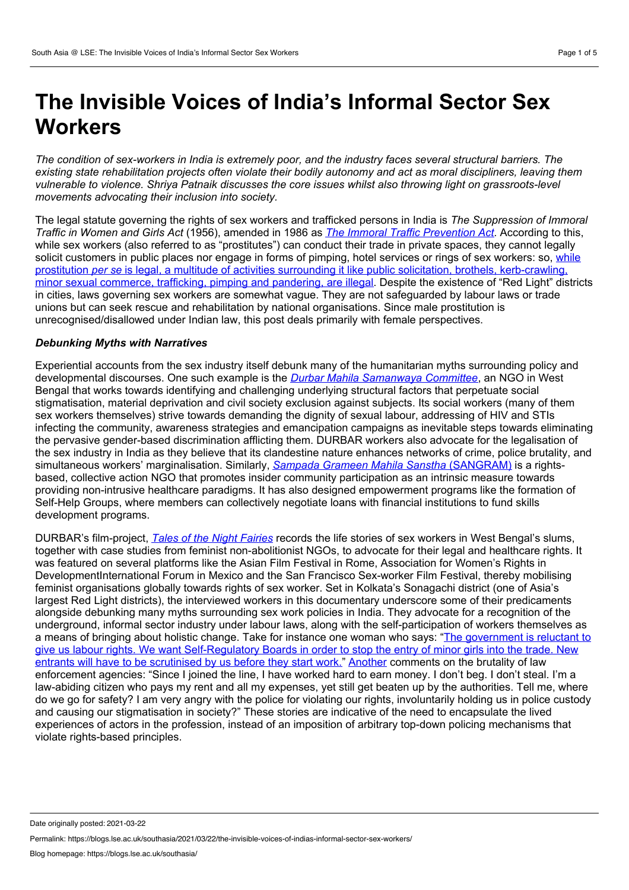# The Invisible Voices of India's Informal Sector Sex Workers

*The condition of sex-workers in India is extremely poor, and the industry faces several structural barriers. The existing state rehabilitation projects often violate their bodily autonomy and act as moral discipliners, leaving them vulnerable to violence. Shriya Patnaik discusses the core issues whilst also throwing light on grassroots-level movements advocating their inclusion into society.*

The legal statute governing the rights of sex workers and trafficked persons in India is *The Suppression of Immoral Traffic in Women and Girls Act* (1956), amended in 1986 as *The Immoral Traffic Prevention Act*. According to this, while sex workers (also referred to as "prostitutes") can conduct their trade in private spaces, they cannot legally solicit customers in public places nor engage in forms of pimping, hotel services or rings of sex workers: so, while prostitution *per se* is legal, a multitude of activities surrounding it like public solicitation, brothels, kerb-crawling, minor sexual commerce, trafficking, pimping and pandering, are illegal. Despite the existence of "Red Light" districts in cities, laws governing sex workers are somewhat vague. They are not safeguarded by labour laws or trade unions but can seek rescue and rehabilitation by national organisations. Since male prostitution is unrecognised/disallowed under Indian law, this post deals primarily with female perspectives.

### *Debunking Myths with Narratives*

Experiential accounts from the sex industry itself debunk many of the humanitarian myths surrounding policy and developmental discourses. One such example is the *Durbar Mahila Samanwaya Committee*, an NGO in West Bengal that works towards identifying and challenging underlying structural factors that perpetuate social stigmatisation, material deprivation and civil society exclusion against subjects. Its social workers (many of them sex workers themselves) strive towards demanding the dignity of sexual labour, addressing of HIV and STIs infecting the community, awareness strategies and emancipation campaigns as inevitable steps towards eliminating the pervasive gender-based discrimination afflicting them. DURBAR workers also advocate for the legalisation of the sex industry in India as they believe that its clandestine nature enhances networks of crime, police brutality, and simultaneous workers' marginalisation. Similarly, *Sampada Grameen Mahila Sanstha* (SANGRAM) is a rights-based, collective action NGO that promotes insider community participation as an intrinsic measure towards providing non-intrusive healthcare paradigms. It has also designed empowerment programs like the formation of Self-Help Groups, where members can collectively negotiate loans with financial institutions to fund skills development programs.

DURBAR's film-project, *Tales of the Night Fairies* records the life stories of sex workers in West Bengal's slums, together with case studies from feminist non-abolitionist NGOs, to advocate for their legal and healthcare rights. It was featured on several platforms like the Asian Film Festival in Rome, Association for Women's Rights in DevelopmentInternational Forum in Mexico and the San Francisco Sex-worker Film Festival, thereby mobilising feminist organisations globally towards rights of sex worker. Set in Kolkata's Sonagachi district (one of Asia's largest Red Light districts), the interviewed workers in this documentary underscore some of their predicaments alongside debunking many myths surrounding sex work policies in India. They advocate for a recognition of the underground, informal sector industry under labour laws, along with the self-participation of workers themselves as a means of bringing about holistic change. Take for instance one woman who says: "The government is reluctant to give us labour rights. We want Self-Regulatory Boards in order to stop the entry of minor girls into the trade. New entrants will have to be scrutinised by us before they start work." Another comments on the brutality of law enforcement agencies: "Since I joined the line, I have worked hard to earn money. I don't beg. I don't steal. I'm a law-abiding citizen who pays my rent and all my expenses, yet still get beaten up by the authorities. Tell me, where do we go for safety? I am very angry with the police for violating our rights, involuntarily holding us in police custody and causing our stigmatisation in society?" These stories are indicative of the need to encapsulate the lived experiences of actors in the profession, instead of an imposition of arbitrary top-down policing mechanisms that violate rights-based principles.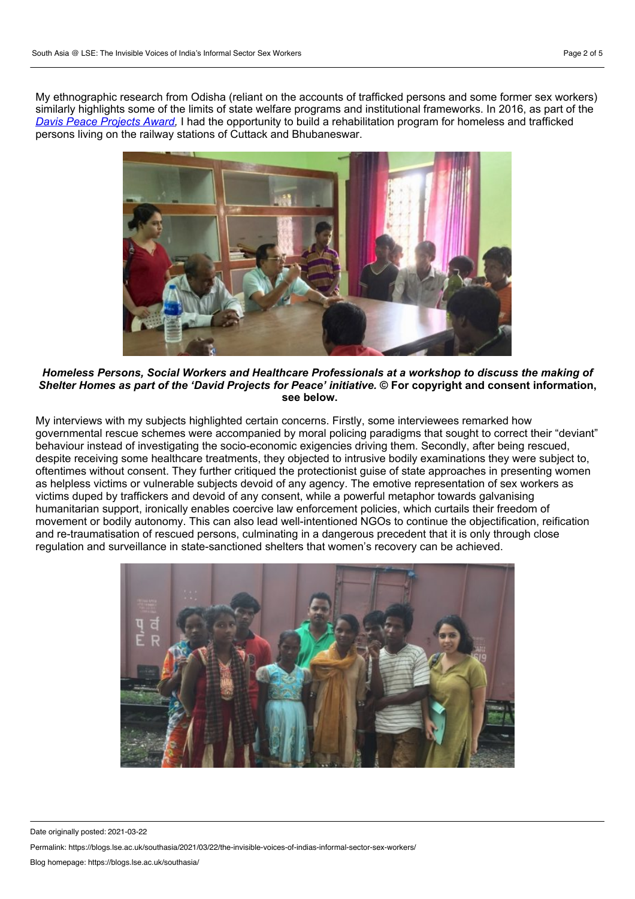My ethnographic research from Odisha (reliant on the accounts of trafficked persons and some former sex workers) similarly highlights some of the limits of state welfare programs and institutional frameworks. In 2016, as part of the *Davis Peace Projects Award*, I had the opportunity to build a rehabilitation program for homeless and trafficked persons living on the railway stations of Cuttack and Bhubaneswar.

***Homeless Persons, Social Workers and Healthcare Professionals at a workshop to discuss the making of Shelter Homes as part of the 'David Projects for Peace' initiative.* © For copyright and consent information, see below.**

My interviews with my subjects highlighted certain concerns. Firstly, some interviewees remarked how governmental rescue schemes were accompanied by moral policing paradigms that sought to correct their "deviant" behaviour instead of investigating the socio-economic exigencies driving them. Secondly, after being rescued, despite receiving some healthcare treatments, they objected to intrusive bodily examinations they were subject to, oftentimes without consent. They further critiqued the protectionist guise of state approaches in presenting women as helpless victims or vulnerable subjects devoid of any agency. The emotive representation of sex workers as victims duped by traffickers and devoid of any consent, while a powerful metaphor towards galvanising humanitarian support, ironically enables coercive law enforcement policies, which curtails their freedom of movement or bodily autonomy. This can also lead well-intentioned NGOs to continue the objectification, reification and re-traumatisation of rescued persons, culminating in a dangerous precedent that it is only through close regulation and surveillance in state-sanctioned shelters that women's recovery can be achieved.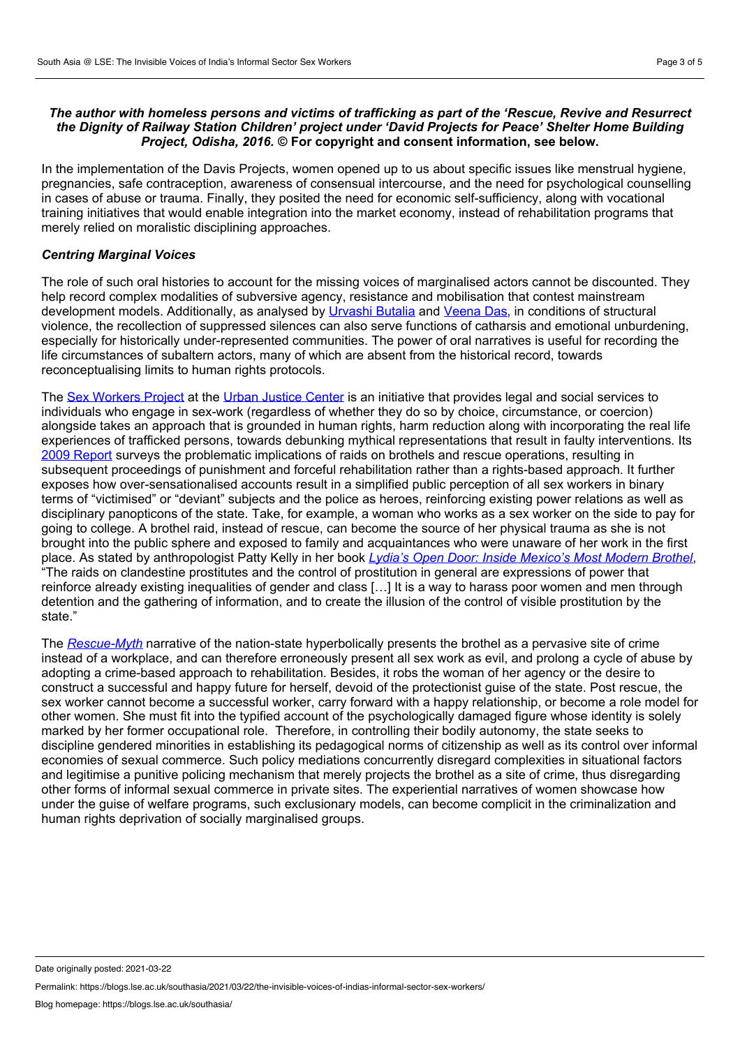***The author with homeless persons and victims of trafficking as part of the 'Rescue, Revive and Resurrect the Dignity of Railway Station Children' project under 'David Projects for Peace' Shelter Home Building Project, Odisha, 2016.* © For copyright and consent information, see below.**

In the implementation of the Davis Projects, women opened up to us about specific issues like menstrual hygiene, pregnancies, safe contraception, awareness of consensual intercourse, and the need for psychological counselling in cases of abuse or trauma. Finally, they posited the need for economic self-sufficiency, along with vocational training initiatives that would enable integration into the market economy, instead of rehabilitation programs that merely relied on moralistic disciplining approaches.

### *Centring Marginal Voices*

The role of such oral histories to account for the missing voices of marginalised actors cannot be discounted. They help record complex modalities of subversive agency, resistance and mobilisation that contest mainstream development models. Additionally, as analysed by Urvashi Butalia and Veena Das, in conditions of structural violence, the recollection of suppressed silences can also serve functions of catharsis and emotional unburdening, especially for historically under-represented communities. The power of oral narratives is useful for recording the life circumstances of subaltern actors, many of which are absent from the historical record, towards reconceptualising limits to human rights protocols.

The Sex Workers Project at the Urban Justice Center is an initiative that provides legal and social services to individuals who engage in sex-work (regardless of whether they do so by choice, circumstance, or coercion) alongside takes an approach that is grounded in human rights, harm reduction along with incorporating the real life experiences of trafficked persons, towards debunking mythical representations that result in faulty interventions. Its 2009 Report surveys the problematic implications of raids on brothels and rescue operations, resulting in subsequent proceedings of punishment and forceful rehabilitation rather than a rights-based approach. It further exposes how over-sensationalised accounts result in a simplified public perception of all sex workers in binary terms of "victimised" or "deviant" subjects and the police as heroes, reinforcing existing power relations as well as disciplinary panopticons of the state. Take, for example, a woman who works as a sex worker on the side to pay for going to college. A brothel raid, instead of rescue, can become the source of her physical trauma as she is not brought into the public sphere and exposed to family and acquaintances who were unaware of her work in the first place. As stated by anthropologist Patty Kelly in her book *Lydia's Open Door: Inside Mexico's Most Modern Brothel*, "The raids on clandestine prostitutes and the control of prostitution in general are expressions of power that reinforce already existing inequalities of gender and class […] It is a way to harass poor women and men through detention and the gathering of information, and to create the illusion of the control of visible prostitution by the state."

The *Rescue-Myth* narrative of the nation-state hyperbolically presents the brothel as a pervasive site of crime instead of a workplace, and can therefore erroneously present all sex work as evil, and prolong a cycle of abuse by adopting a crime-based approach to rehabilitation. Besides, it robs the woman of her agency or the desire to construct a successful and happy future for herself, devoid of the protectionist guise of the state. Post rescue, the sex worker cannot become a successful worker, carry forward with a happy relationship, or become a role model for other women. She must fit into the typified account of the psychologically damaged figure whose identity is solely marked by her former occupational role. Therefore, in controlling their bodily autonomy, the state seeks to discipline gendered minorities in establishing its pedagogical norms of citizenship as well as its control over informal economies of sexual commerce. Such policy mediations concurrently disregard complexities in situational factors and legitimise a punitive policing mechanism that merely projects the brothel as a site of crime, thus disregarding other forms of informal sexual commerce in private sites. The experiential narratives of women showcase how under the guise of welfare programs, such exclusionary models, can become complicit in the criminalization and human rights deprivation of socially marginalised groups.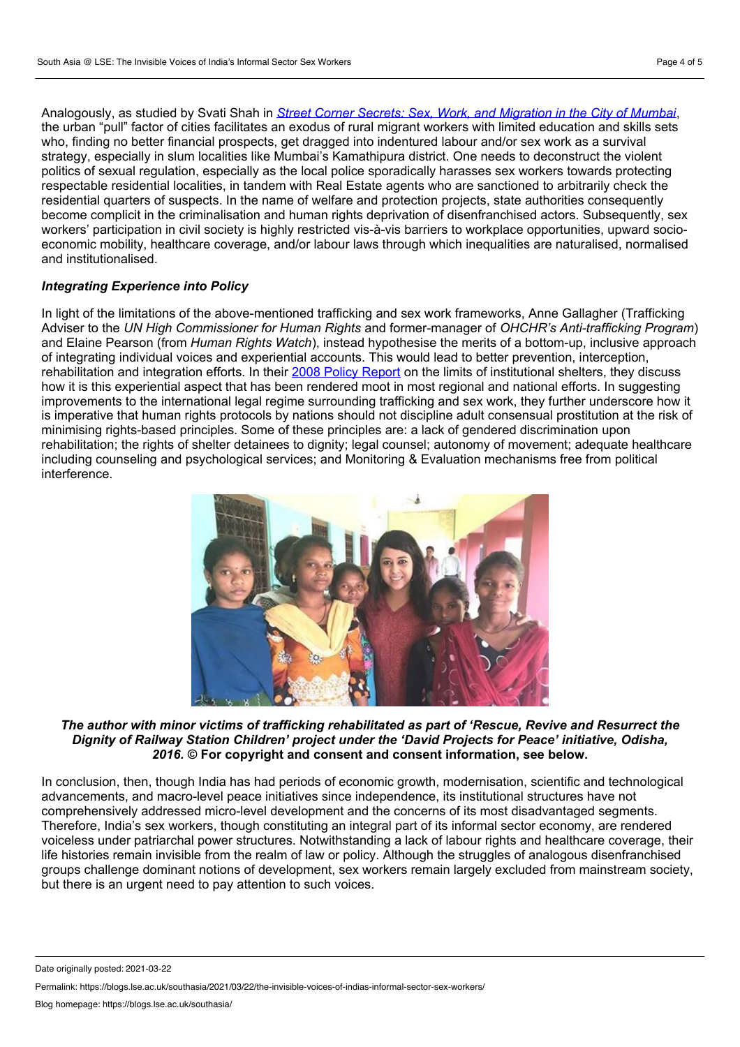Analogously, as studied by Svati Shah in *Street Corner Secrets: Sex, Work, and Migration in the City of Mumbai*, the urban "pull" factor of cities facilitates an exodus of rural migrant workers with limited education and skills sets who, finding no better financial prospects, get dragged into indentured labour and/or sex work as a survival strategy, especially in slum localities like Mumbai's Kamathipura district. One needs to deconstruct the violent politics of sexual regulation, especially as the local police sporadically harasses sex workers towards protecting respectable residential localities, in tandem with Real Estate agents who are sanctioned to arbitrarily check the residential quarters of suspects. In the name of welfare and protection projects, state authorities consequently become complicit in the criminalisation and human rights deprivation of disenfranchised actors. Subsequently, sex workers' participation in civil society is highly restricted vis-à-vis barriers to workplace opportunities, upward socio-economic mobility, healthcare coverage, and/or labour laws through which inequalities are naturalised, normalised and institutionalised.

### *Integrating Experience into Policy*

In light of the limitations of the above-mentioned trafficking and sex work frameworks, Anne Gallagher (Trafficking Adviser to the *UN High Commissioner for Human Rights* and former-manager of *OHCHR's Anti-trafficking Program*) and Elaine Pearson (from *Human Rights Watch*), instead hypothesise the merits of a bottom-up, inclusive approach of integrating individual voices and experiential accounts. This would lead to better prevention, interception, rehabilitation and integration efforts. In their 2008 Policy Report on the limits of institutional shelters, they discuss how it is this experiential aspect that has been rendered moot in most regional and national efforts. In suggesting improvements to the international legal regime surrounding trafficking and sex work, they further underscore how it is imperative that human rights protocols by nations should not discipline adult consensual prostitution at the risk of minimising rights-based principles. Some of these principles are: a lack of gendered discrimination upon rehabilitation; the rights of shelter detainees to dignity; legal counsel; autonomy of movement; adequate healthcare including counseling and psychological services; and Monitoring & Evaluation mechanisms free from political interference.

***The author with minor victims of trafficking rehabilitated as part of 'Rescue, Revive and Resurrect the Dignity of Railway Station Children' project under the 'David Projects for Peace' initiative, Odisha, 2016.* © For copyright and consent and consent information, see below.**

In conclusion, then, though India has had periods of economic growth, modernisation, scientific and technological advancements, and macro-level peace initiatives since independence, its institutional structures have not comprehensively addressed micro-level development and the concerns of its most disadvantaged segments. Therefore, India's sex workers, though constituting an integral part of its informal sector economy, are rendered voiceless under patriarchal power structures. Notwithstanding a lack of labour rights and healthcare coverage, their life histories remain invisible from the realm of law or policy. Although the struggles of analogous disenfranchised groups challenge dominant notions of development, sex workers remain largely excluded from mainstream society, but there is an urgent need to pay attention to such voices.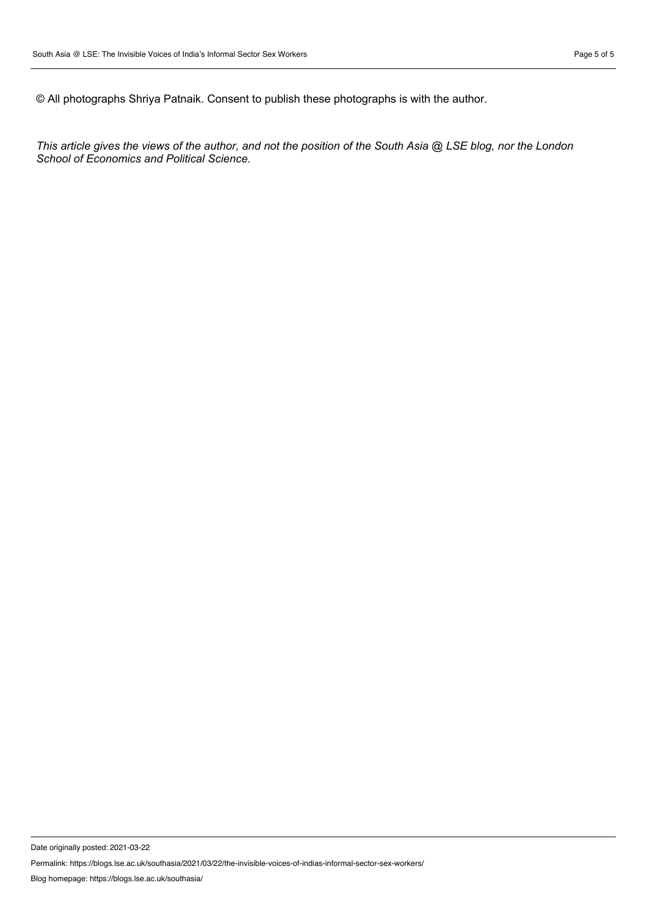© All photographs Shriya Patnaik. Consent to publish these photographs is with the author.

*This article gives the views of the author, and not the position of the South Asia @ LSE blog, nor the London School of Economics and Political Science.*

Date originally posted: 2021-03-22

Permalink: https://blogs.lse.ac.uk/southasia/2021/03/22/the-invisible-voices-of-indias-informal-sector-sex-workers/

Blog homepage: https://blogs.lse.ac.uk/southasia/